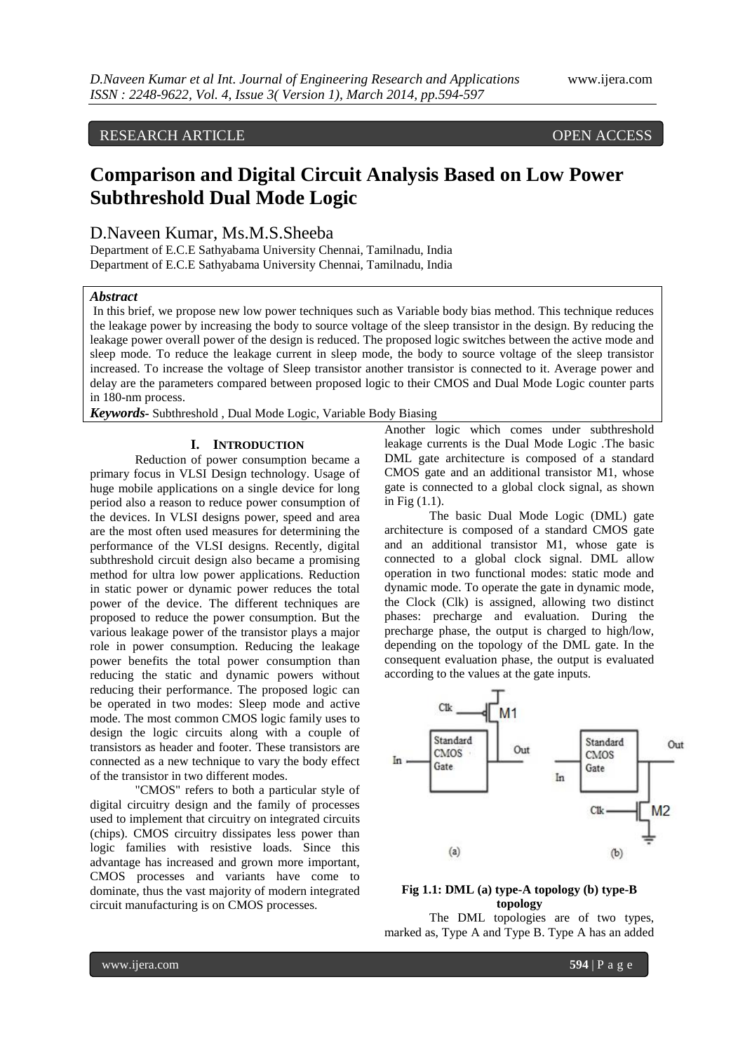RESEARCH ARTICLE OPEN ACCESS

# Comparison and Digital Circuit Analysis Based on Low Power Subthreshold Dual Mode Logic

D.Naveen Kumar, Ms.M.S.Sheeba

Department of E.C.E Sathyabama University Chennai, Tamilnadu, India
Department of E.C.E Sathyabama University Chennai, Tamilnadu, India

***Abstract***

In this brief, we propose new low power techniques such as Variable body bias method. This technique reduces the leakage power by increasing the body to source voltage of the sleep transistor in the design. By reducing the leakage power overall power of the design is reduced. The proposed logic switches between the active mode and sleep mode. To reduce the leakage current in sleep mode, the body to source voltage of the sleep transistor increased. To increase the voltage of Sleep transistor another transistor is connected to it. Average power and delay are the parameters compared between proposed logic to their CMOS and Dual Mode Logic counter parts in 180-nm process.

***Keywords***- Subthreshold , Dual Mode Logic, Variable Body Biasing

## I. INTRODUCTION

Reduction of power consumption became a primary focus in VLSI Design technology. Usage of huge mobile applications on a single device for long period also a reason to reduce power consumption of the devices. In VLSI designs power, speed and area are the most often used measures for determining the performance of the VLSI designs. Recently, digital subthreshold circuit design also became a promising method for ultra low power applications. Reduction in static power or dynamic power reduces the total power of the device. The different techniques are proposed to reduce the power consumption. But the various leakage power of the transistor plays a major role in power consumption. Reducing the leakage power benefits the total power consumption than reducing the static and dynamic powers without reducing their performance. The proposed logic can be operated in two modes: Sleep mode and active mode. The most common CMOS logic family uses to design the logic circuits along with a couple of transistors as header and footer. These transistors are connected as a new technique to vary the body effect of the transistor in two different modes.

"CMOS" refers to both a particular style of digital circuitry design and the family of processes used to implement that circuitry on integrated circuits (chips). CMOS circuitry dissipates less power than logic families with resistive loads. Since this advantage has increased and grown more important, CMOS processes and variants have come to dominate, thus the vast majority of modern integrated circuit manufacturing is on CMOS processes.

Another logic which comes under subthreshold leakage currents is the Dual Mode Logic .The basic DML gate architecture is composed of a standard CMOS gate and an additional transistor M1, whose gate is connected to a global clock signal, as shown in Fig (1.1).

The basic Dual Mode Logic (DML) gate architecture is composed of a standard CMOS gate and an additional transistor M1, whose gate is connected to a global clock signal. DML allow operation in two functional modes: static mode and dynamic mode. To operate the gate in dynamic mode, the Clock (Clk) is assigned, allowing two distinct phases: precharge and evaluation. During the precharge phase, the output is charged to high/low, depending on the topology of the DML gate. In the consequent evaluation phase, the output is evaluated according to the values at the gate inputs.

**Fig 1.1: DML (a) type-A topology (b) type-B topology**

The DML topologies are of two types, marked as, Type A and Type B. Type A has an added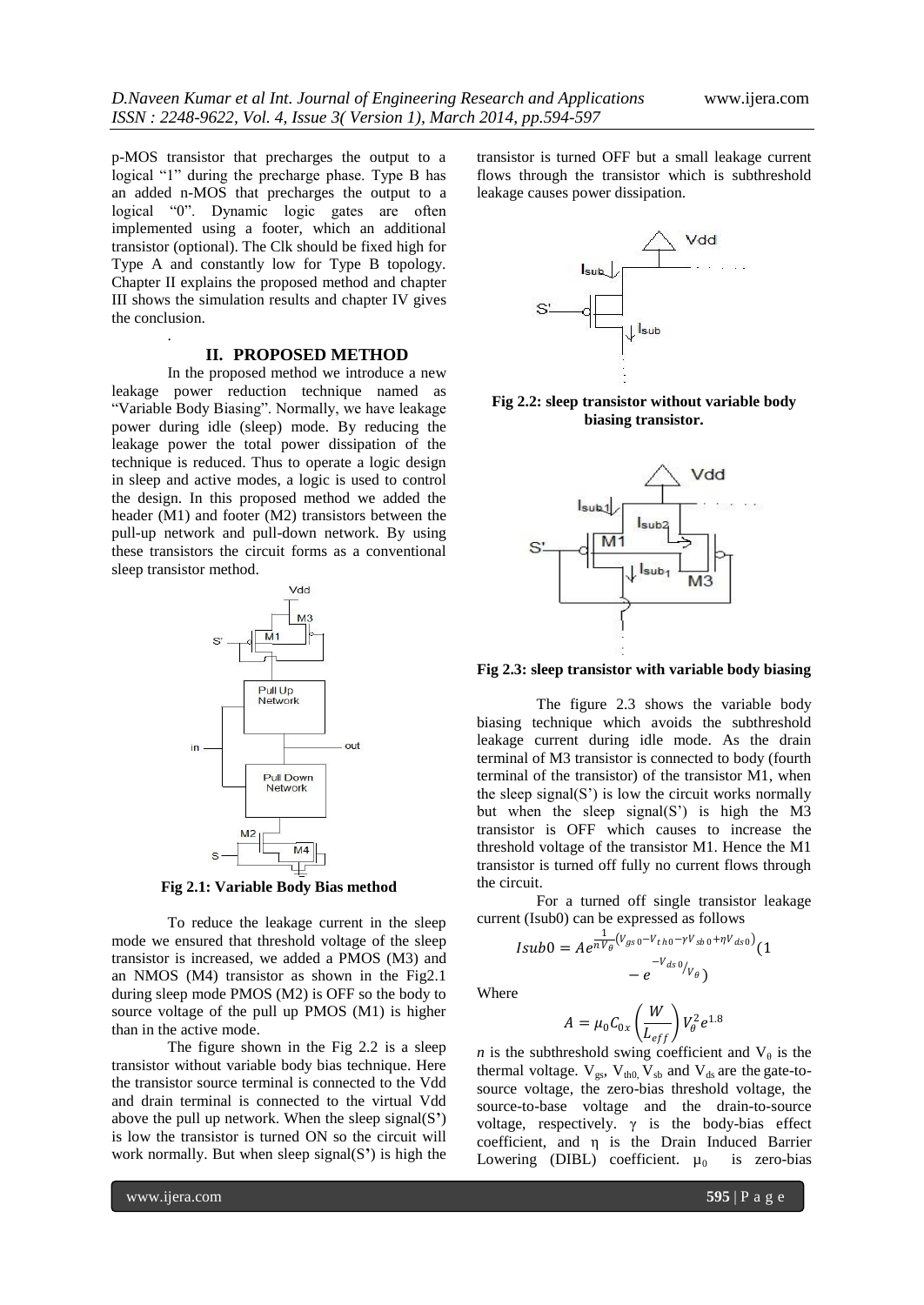p-MOS transistor that precharges the output to a logical "1" during the precharge phase. Type B has an added n-MOS that precharges the output to a logical "0". Dynamic logic gates are often implemented using a footer, which an additional transistor (optional). The Clk should be fixed high for Type A and constantly low for Type B topology. Chapter II explains the proposed method and chapter III shows the simulation results and chapter IV gives the conclusion.

## II. PROPOSED METHOD

In the proposed method we introduce a new leakage power reduction technique named as "Variable Body Biasing". Normally, we have leakage power during idle (sleep) mode. By reducing the leakage power the total power dissipation of the technique is reduced. Thus to operate a logic design in sleep and active modes, a logic is used to control the design. In this proposed method we added the header (M1) and footer (M2) transistors between the pull-up network and pull-down network. By using these transistors the circuit forms as a conventional sleep transistor method.

**Fig 2.1: Variable Body Bias method**

To reduce the leakage current in the sleep mode we ensured that threshold voltage of the sleep transistor is increased, we added a PMOS (M3) and an NMOS (M4) transistor as shown in the Fig2.1 during sleep mode PMOS (M2) is OFF so the body to source voltage of the pull up PMOS (M1) is higher than in the active mode.

The figure shown in the Fig 2.2 is a sleep transistor without variable body bias technique. Here the transistor source terminal is connected to the Vdd and drain terminal is connected to the virtual Vdd above the pull up network. When the sleep signal(S') is low the transistor is turned ON so the circuit will work normally. But when sleep signal(S') is high the transistor is turned OFF but a small leakage current flows through the transistor which is subthreshold leakage causes power dissipation.

**Fig 2.2: sleep transistor without variable body biasing transistor.**

**Fig 2.3: sleep transistor with variable body biasing**

The figure 2.3 shows the variable body biasing technique which avoids the subthreshold leakage current during idle mode. As the drain terminal of M3 transistor is connected to body (fourth terminal of the transistor) of the transistor M1, when the sleep signal(S') is low the circuit works normally but when the sleep signal(S') is high the M3 transistor is OFF which causes to increase the threshold voltage of the transistor M1. Hence the M1 transistor is turned off fully no current flows through the circuit.

For a turned off single transistor leakage current (Isub0) can be expressed as follows

$$Isub0 = Ae^{\frac{1}{nV_\theta}(V_{gs0} - V_{th0} - \gamma V_{sb0} + \eta V_{ds0})}(1 - e^{-V_{ds0}/V_\theta})$$

Where

$$A = \mu_0 C_{0x}\left(\frac{W}{L_{eff}}\right)V_\theta^2 e^{1.8}$$

*n* is the subthreshold swing coefficient and $V_\theta$ is the thermal voltage. $V_{gs}$, $V_{th0}$, $V_{sb}$ and $V_{ds}$ are the gate-to-source voltage, the zero-bias threshold voltage, the source-to-base voltage and the drain-to-source voltage, respectively. γ is the body-bias effect coefficient, and η is the Drain Induced Barrier Lowering (DIBL) coefficient. $\mu_0$ is zero-bias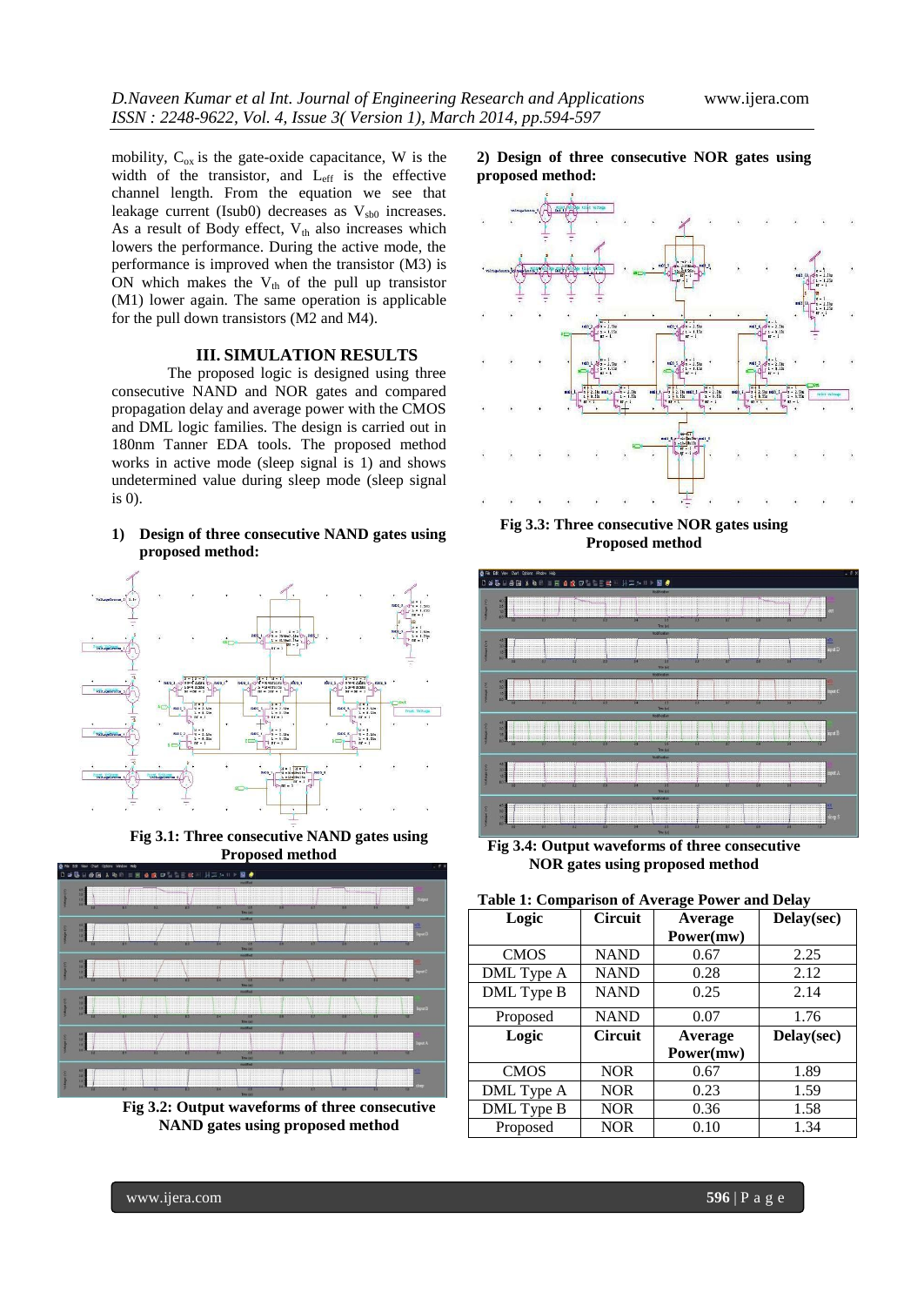mobility, $C_{ox}$ is the gate-oxide capacitance, W is the width of the transistor, and $L_{eff}$ is the effective channel length. From the equation we see that leakage current (Isub0) decreases as $V_{sb0}$ increases. As a result of Body effect, $V_{th}$ also increases which lowers the performance. During the active mode, the performance is improved when the transistor (M3) is ON which makes the $V_{th}$ of the pull up transistor (M1) lower again. The same operation is applicable for the pull down transistors (M2 and M4).

## III. SIMULATION RESULTS

The proposed logic is designed using three consecutive NAND and NOR gates and compared propagation delay and average power with the CMOS and DML logic families. The design is carried out in 180nm Tanner EDA tools. The proposed method works in active mode (sleep signal is 1) and shows undetermined value during sleep mode (sleep signal is 0).

**1) Design of three consecutive NAND gates using proposed method:**

**Fig 3.1: Three consecutive NAND gates using Proposed method**

**Fig 3.2: Output waveforms of three consecutive NAND gates using proposed method**

**2) Design of three consecutive NOR gates using proposed method:**

**Fig 3.3: Three consecutive NOR gates using Proposed method**

**Fig 3.4: Output waveforms of three consecutive NOR gates using proposed method**

**Table 1: Comparison of Average Power and Delay**

| Logic | Circuit | Average Power(mw) | Delay(sec) |
|---|---|---|---|
| CMOS | NAND | 0.67 | 2.25 |
| DML Type A | NAND | 0.28 | 2.12 |
| DML Type B | NAND | 0.25 | 2.14 |
| Proposed | NAND | 0.07 | 1.76 |
| **Logic** | **Circuit** | **Average Power(mw)** | **Delay(sec)** |
| CMOS | NOR | 0.67 | 1.89 |
| DML Type A | NOR | 0.23 | 1.59 |
| DML Type B | NOR | 0.36 | 1.58 |
| Proposed | NOR | 0.10 | 1.34 |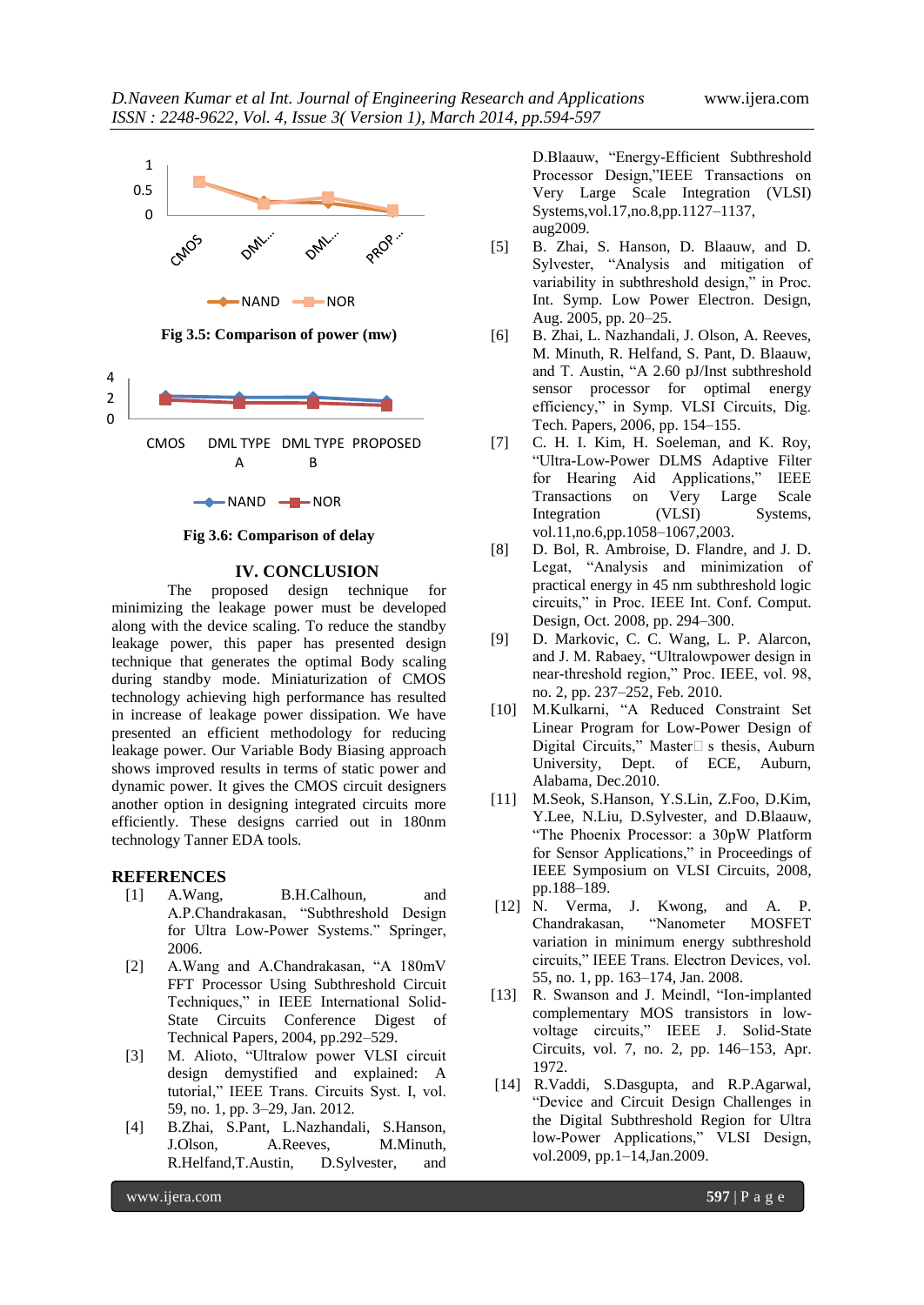1
0.5
0

CMOS
DML...
DML...
PROP...

NAND NOR

**Fig 3.5: Comparison of power (mw)**

4
2
0

CMOS
DML TYPE A
DML TYPE B
PROPOSED

NAND NOR

**Fig 3.6: Comparison of delay**

## IV. CONCLUSION

The proposed design technique for minimizing the leakage power must be developed along with the device scaling. To reduce the standby leakage power, this paper has presented design technique that generates the optimal Body scaling during standby mode. Miniaturization of CMOS technology achieving high performance has resulted in increase of leakage power dissipation. We have presented an efficient methodology for reducing leakage power. Our Variable Body Biasing approach shows improved results in terms of static power and dynamic power. It gives the CMOS circuit designers another option in designing integrated circuits more efficiently. These designs carried out in 180nm technology Tanner EDA tools.

## REFERENCES

[1] A.Wang, B.H.Calhoun, and A.P.Chandrakasan, "Subthreshold Design for Ultra Low-Power Systems." Springer, 2006.

[2] A.Wang and A.Chandrakasan, "A 180mV FFT Processor Using Subthreshold Circuit Techniques," in IEEE International Solid-State Circuits Conference Digest of Technical Papers, 2004, pp.292–529.

[3] M. Alioto, "Ultralow power VLSI circuit design demystified and explained: A tutorial," IEEE Trans. Circuits Syst. I, vol. 59, no. 1, pp. 3–29, Jan. 2012.

[4] B.Zhai, S.Pant, L.Nazhandali, S.Hanson, J.Olson, A.Reeves, M.Minuth, R.Helfand,T.Austin, D.Sylvester, and D.Blaauw, "Energy-Efficient Subthreshold Processor Design,"IEEE Transactions on Very Large Scale Integration (VLSI) Systems,vol.17,no.8,pp.1127–1137, aug2009.

[5] B. Zhai, S. Hanson, D. Blaauw, and D. Sylvester, "Analysis and mitigation of variability in subthreshold design," in Proc. Int. Symp. Low Power Electron. Design, Aug. 2005, pp. 20–25.

[6] B. Zhai, L. Nazhandali, J. Olson, A. Reeves, M. Minuth, R. Helfand, S. Pant, D. Blaauw, and T. Austin, "A 2.60 pJ/Inst subthreshold sensor processor for optimal energy efficiency," in Symp. VLSI Circuits, Dig. Tech. Papers, 2006, pp. 154–155.

[7] C. H. I. Kim, H. Soeleman, and K. Roy, "Ultra-Low-Power DLMS Adaptive Filter for Hearing Aid Applications," IEEE Transactions on Very Large Scale Integration (VLSI) Systems, vol.11,no.6,pp.1058–1067,2003.

[8] D. Bol, R. Ambroise, D. Flandre, and J. D. Legat, "Analysis and minimization of practical energy in 45 nm subthreshold logic circuits," in Proc. IEEE Int. Conf. Comput. Design, Oct. 2008, pp. 294–300.

[9] D. Markovic, C. C. Wang, L. P. Alarcon, and J. M. Rabaey, "Ultralowpower design in near-threshold region," Proc. IEEE, vol. 98, no. 2, pp. 237–252, Feb. 2010.

[10] M.Kulkarni, "A Reduced Constraint Set Linear Program for Low-Power Design of Digital Circuits," Master s thesis, Auburn University, Dept. of ECE, Auburn, Alabama, Dec.2010.

[11] M.Seok, S.Hanson, Y.S.Lin, Z.Foo, D.Kim, Y.Lee, N.Liu, D.Sylvester, and D.Blaauw, "The Phoenix Processor: a 30pW Platform for Sensor Applications," in Proceedings of IEEE Symposium on VLSI Circuits, 2008, pp.188–189.

[12] N. Verma, J. Kwong, and A. P. Chandrakasan, "Nanometer MOSFET variation in minimum energy subthreshold circuits," IEEE Trans. Electron Devices, vol. 55, no. 1, pp. 163–174, Jan. 2008.

[13] R. Swanson and J. Meindl, "Ion-implanted complementary MOS transistors in low-voltage circuits," IEEE J. Solid-State Circuits, vol. 7, no. 2, pp. 146–153, Apr. 1972.

[14] R.Vaddi, S.Dasgupta, and R.P.Agarwal, "Device and Circuit Design Challenges in the Digital Subthreshold Region for Ultra low-Power Applications," VLSI Design, vol.2009, pp.1–14,Jan.2009.